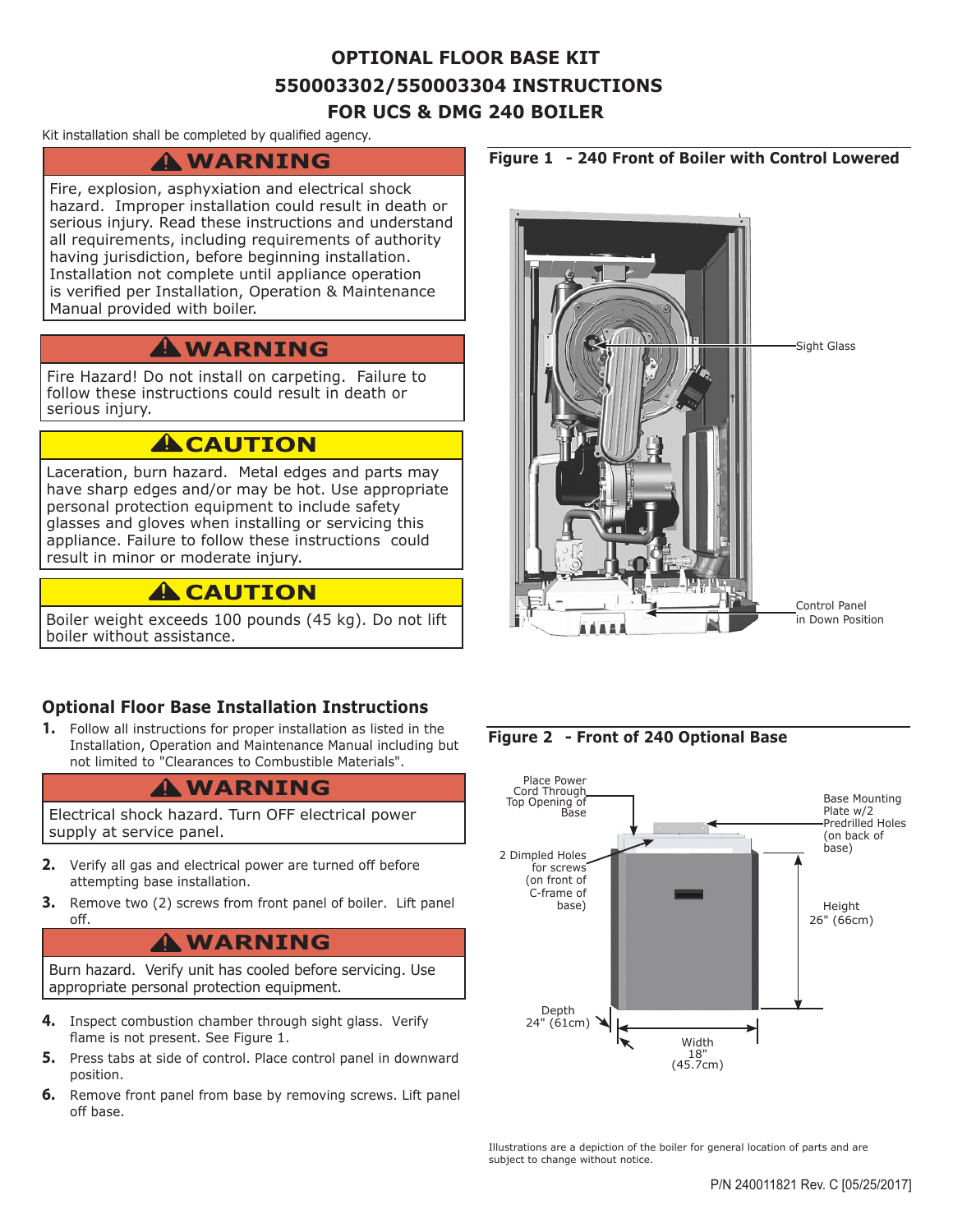# OPTIONAL FLOOR BASE KIT
# 550003302/550003304 INSTRUCTIONS
# FOR UCS & DMG 240 BOILER

Kit installation shall be completed by qualified agency.

**⚠ WARNING**

Fire, explosion, asphyxiation and electrical shock hazard. Improper installation could result in death or serious injury. Read these instructions and understand all requirements, including requirements of authority having jurisdiction, before beginning installation. Installation not complete until appliance operation is verified per Installation, Operation & Maintenance Manual provided with boiler.

**⚠ WARNING**

Fire Hazard! Do not install on carpeting. Failure to follow these instructions could result in death or serious injury.

**⚠ CAUTION**

Laceration, burn hazard. Metal edges and parts may have sharp edges and/or may be hot. Use appropriate personal protection equipment to include safety glasses and gloves when installing or servicing this appliance. Failure to follow these instructions could result in minor or moderate injury.

**⚠ CAUTION**

Boiler weight exceeds 100 pounds (45 kg). Do not lift boiler without assistance.

**Figure 1 - 240 Front of Boiler with Control Lowered**

Sight Glass

Control Panel in Down Position

## Optional Floor Base Installation Instructions

1. Follow all instructions for proper installation as listed in the Installation, Operation and Maintenance Manual including but not limited to "Clearances to Combustible Materials".

**⚠ WARNING**

Electrical shock hazard. Turn OFF electrical power supply at service panel.

2. Verify all gas and electrical power are turned off before attempting base installation.
3. Remove two (2) screws from front panel of boiler. Lift panel off.

**⚠ WARNING**

Burn hazard. Verify unit has cooled before servicing. Use appropriate personal protection equipment.

4. Inspect combustion chamber through sight glass. Verify flame is not present. See Figure 1.
5. Press tabs at side of control. Place control panel in downward position.
6. Remove front panel from base by removing screws. Lift panel off base.

**Figure 2 - Front of 240 Optional Base**

Place Power Cord Through Top Opening of Base

2 Dimpled Holes for screws (on front of C-frame of base)

Base Mounting Plate w/2 Predrilled Holes (on back of base)

Height 26" (66cm)

Depth 24" (61cm)

Width 18" (45.7cm)

Illustrations are a depiction of the boiler for general location of parts and are subject to change without notice.

P/N 240011821 Rev. C [05/25/2017]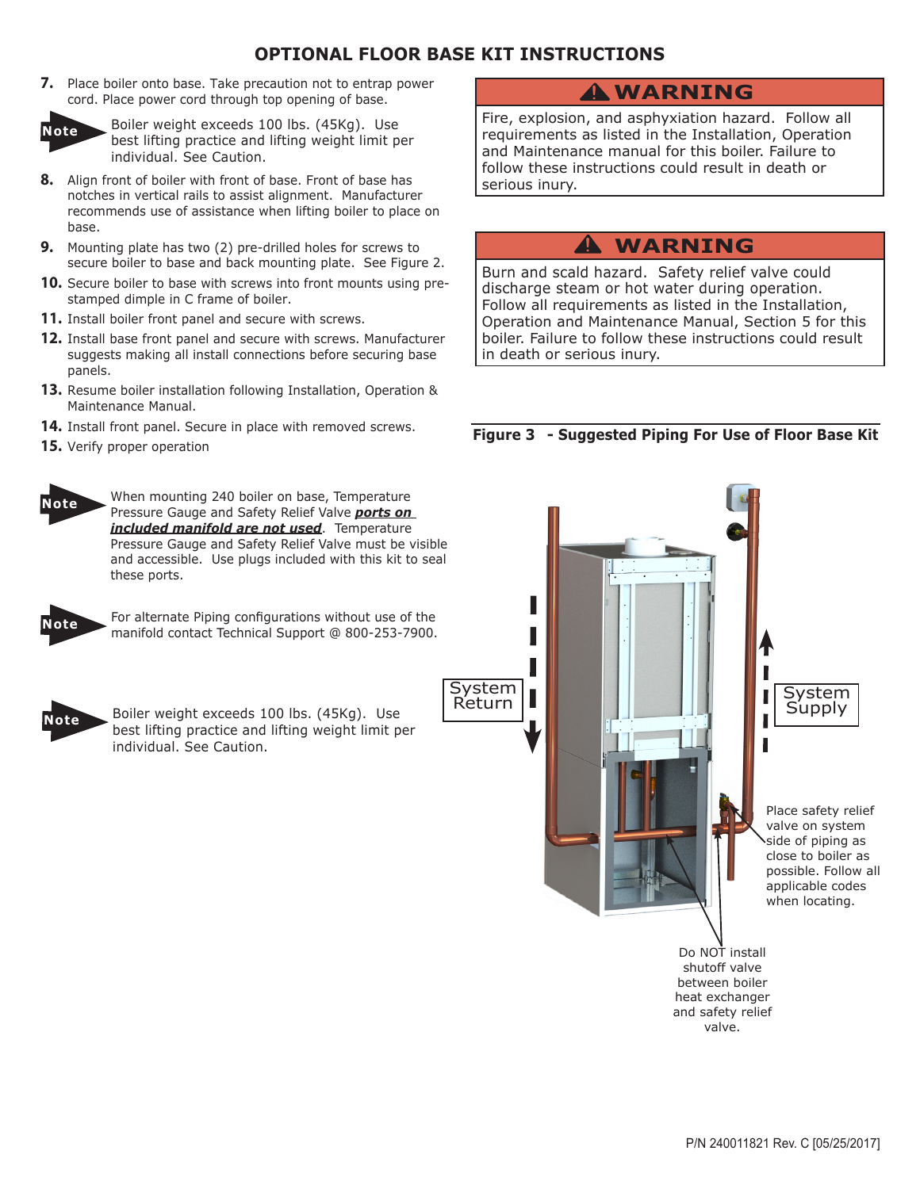# OPTIONAL FLOOR BASE KIT INSTRUCTIONS

7. Place boiler onto base. Take precaution not to entrap power cord. Place power cord through top opening of base.

**Note** Boiler weight exceeds 100 lbs. (45Kg). Use best lifting practice and lifting weight limit per individual. See Caution.

8. Align front of boiler with front of base. Front of base has notches in vertical rails to assist alignment. Manufacturer recommends use of assistance when lifting boiler to place on base.
9. Mounting plate has two (2) pre-drilled holes for screws to secure boiler to base and back mounting plate. See Figure 2.
10. Secure boiler to base with screws into front mounts using pre-stamped dimple in C frame of boiler.
11. Install boiler front panel and secure with screws.
12. Install base front panel and secure with screws. Manufacturer suggests making all install connections before securing base panels.
13. Resume boiler installation following Installation, Operation & Maintenance Manual.
14. Install front panel. Secure in place with removed screws.
15. Verify proper operation

**Note** When mounting 240 boiler on base, Temperature Pressure Gauge and Safety Relief Valve ***ports on included manifold are not used***. Temperature Pressure Gauge and Safety Relief Valve must be visible and accessible. Use plugs included with this kit to seal these ports.

**Note** For alternate Piping configurations without use of the manifold contact Technical Support @ 800-253-7900.

**Note** Boiler weight exceeds 100 lbs. (45Kg). Use best lifting practice and lifting weight limit per individual. See Caution.

**⚠ WARNING**

Fire, explosion, and asphyxiation hazard. Follow all requirements as listed in the Installation, Operation and Maintenance manual for this boiler. Failure to follow these instructions could result in death or serious inury.

**⚠ WARNING**

Burn and scald hazard. Safety relief valve could discharge steam or hot water during operation. Follow all requirements as listed in the Installation, Operation and Maintenance Manual, Section 5 for this boiler. Failure to follow these instructions could result in death or serious inury.

**Figure 3 - Suggested Piping For Use of Floor Base Kit**

System Return

System Supply

Place safety relief valve on system side of piping as close to boiler as possible. Follow all applicable codes when locating.

Do NOT install shutoff valve between boiler heat exchanger and safety relief valve.

P/N 240011821 Rev. C [05/25/2017]